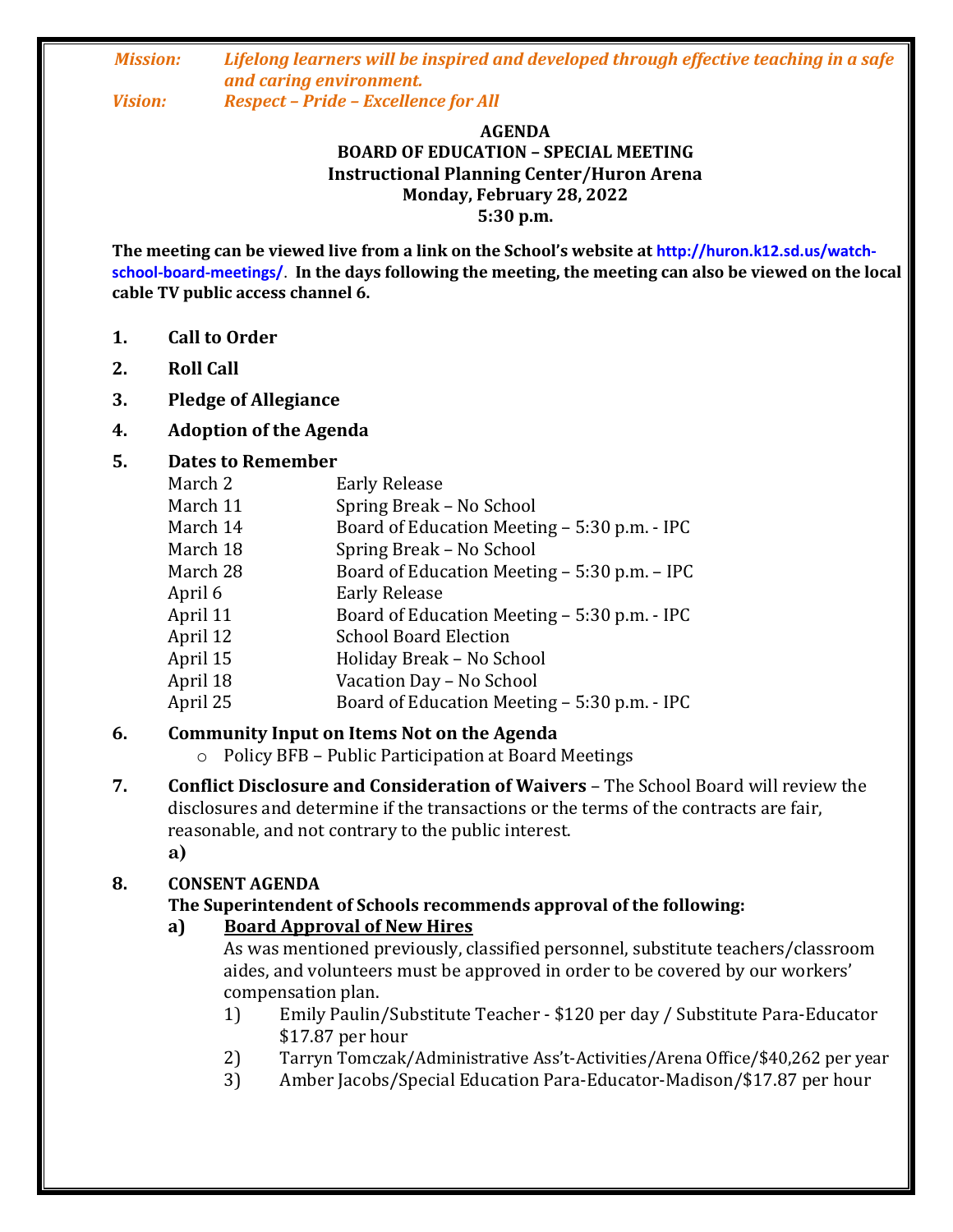***Mission:*** ***Lifelong learners will be inspired and developed through effective teaching in a safe and caring environment.***

***Vision:*** ***Respect – Pride – Excellence for All***

**AGENDA**
**BOARD OF EDUCATION – SPECIAL MEETING**
**Instructional Planning Center/Huron Arena**
**Monday, February 28, 2022**
**5:30 p.m.**

**The meeting can be viewed live from a link on the School's website at http://huron.k12.sd.us/watch-school-board-meetings/. In the days following the meeting, the meeting can also be viewed on the local cable TV public access channel 6.**

1. **Call to Order**
2. **Roll Call**
3. **Pledge of Allegiance**
4. **Adoption of the Agenda**
5. **Dates to Remember**

| | |
|---|---|
| March 2 | Early Release |
| March 11 | Spring Break – No School |
| March 14 | Board of Education Meeting – 5:30 p.m. - IPC |
| March 18 | Spring Break – No School |
| March 28 | Board of Education Meeting – 5:30 p.m. – IPC |
| April 6 | Early Release |
| April 11 | Board of Education Meeting – 5:30 p.m. - IPC |
| April 12 | School Board Election |
| April 15 | Holiday Break – No School |
| April 18 | Vacation Day – No School |
| April 25 | Board of Education Meeting – 5:30 p.m. - IPC |

6. **Community Input on Items Not on the Agenda**
   - Policy BFB – Public Participation at Board Meetings

7. **Conflict Disclosure and Consideration of Waivers** – The School Board will review the disclosures and determine if the transactions or the terms of the contracts are fair, reasonable, and not contrary to the public interest.
   **a)**

8. **CONSENT AGENDA**
   **The Superintendent of Schools recommends approval of the following:**
   **a) Board Approval of New Hires**
   As was mentioned previously, classified personnel, substitute teachers/classroom aides, and volunteers must be approved in order to be covered by our workers' compensation plan.
   1) Emily Paulin/Substitute Teacher - $120 per day / Substitute Para-Educator $17.87 per hour
   2) Tarryn Tomczak/Administrative Ass't-Activities/Arena Office/$40,262 per year
   3) Amber Jacobs/Special Education Para-Educator-Madison/$17.87 per hour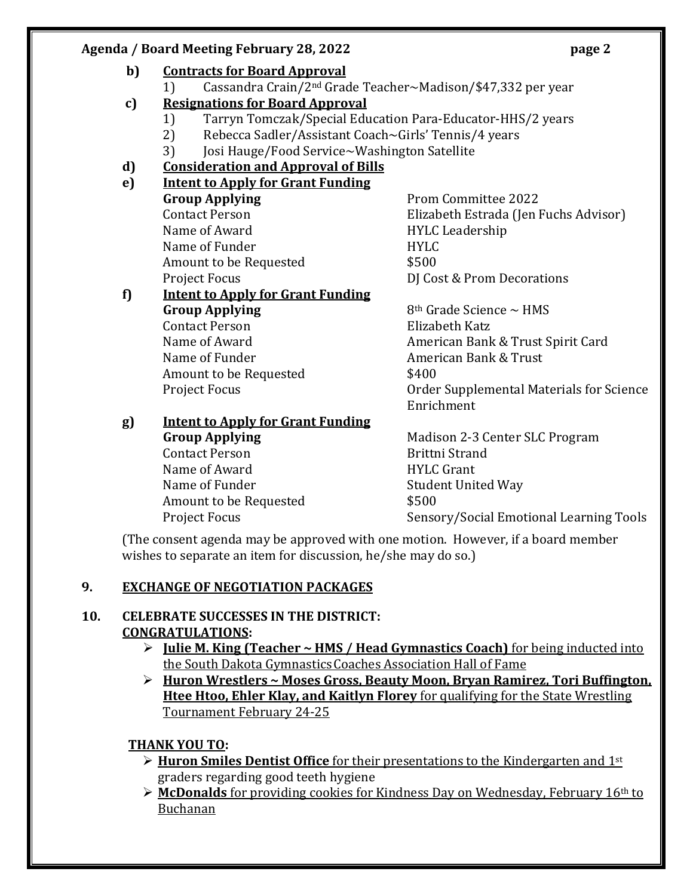**b) Contracts for Board Approval**

1) Cassandra Crain/2nd Grade Teacher~Madison/$47,332 per year

**c) Resignations for Board Approval**

1) Tarryn Tomczak/Special Education Para-Educator-HHS/2 years
2) Rebecca Sadler/Assistant Coach~Girls' Tennis/4 years
3) Josi Hauge/Food Service~Washington Satellite

**d) Consideration and Approval of Bills**

**e) Intent to Apply for Grant Funding**

| **Group Applying** | Prom Committee 2022 |
|---|---|
| Contact Person | Elizabeth Estrada (Jen Fuchs Advisor) |
| Name of Award | HYLC Leadership |
| Name of Funder | HYLC |
| Amount to be Requested | $500 |
| Project Focus | DJ Cost & Prom Decorations |

**f) Intent to Apply for Grant Funding**

| **Group Applying** | 8th Grade Science ~ HMS |
|---|---|
| Contact Person | Elizabeth Katz |
| Name of Award | American Bank & Trust Spirit Card |
| Name of Funder | American Bank & Trust |
| Amount to be Requested | $400 |
| Project Focus | Order Supplemental Materials for Science Enrichment |

**g) Intent to Apply for Grant Funding**

| **Group Applying** | Madison 2-3 Center SLC Program |
|---|---|
| Contact Person | Brittni Strand |
| Name of Award | HYLC Grant |
| Name of Funder | Student United Way |
| Amount to be Requested | $500 |
| Project Focus | Sensory/Social Emotional Learning Tools |

(The consent agenda may be approved with one motion. However, if a board member wishes to separate an item for discussion, he/she may do so.)

## 9. EXCHANGE OF NEGOTIATION PACKAGES

## 10. CELEBRATE SUCCESSES IN THE DISTRICT:

**CONGRATULATIONS:**

- **Julie M. King (Teacher ~ HMS / Head Gymnastics Coach)** for being inducted into the South Dakota Gymnastics Coaches Association Hall of Fame
- **Huron Wrestlers ~ Moses Gross, Beauty Moon, Bryan Ramirez, Tori Buffington, Htee Htoo, Ehler Klay, and Kaitlyn Florey** for qualifying for the State Wrestling Tournament February 24-25

**THANK YOU TO:**

- **Huron Smiles Dentist Office** for their presentations to the Kindergarten and 1st graders regarding good teeth hygiene
- **McDonalds** for providing cookies for Kindness Day on Wednesday, February 16th to Buchanan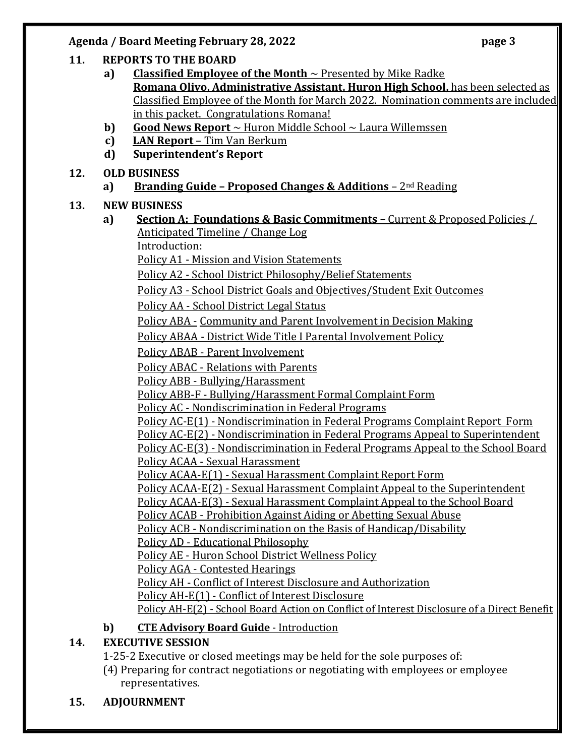## 11. REPORTS TO THE BOARD

a) **Classified Employee of the Month** ~ Presented by Mike Radke
**Romana Olivo, Administrative Assistant, Huron High School,** has been selected as Classified Employee of the Month for March 2022. Nomination comments are included in this packet. Congratulations Romana!

b) **Good News Report** ~ Huron Middle School ~ Laura Willemssen

c) **LAN Report** – Tim Van Berkum

d) **Superintendent's Report**

## 12. OLD BUSINESS

a) **Branding Guide – Proposed Changes & Additions** – 2nd Reading

## 13. NEW BUSINESS

a) **Section A: Foundations & Basic Commitments –** Current & Proposed Policies / Anticipated Timeline / Change Log

Introduction:

- Policy A1 - Mission and Vision Statements
- Policy A2 - School District Philosophy/Belief Statements
- Policy A3 - School District Goals and Objectives/Student Exit Outcomes
- Policy AA - School District Legal Status
- Policy ABA - Community and Parent Involvement in Decision Making
- Policy ABAA - District Wide Title I Parental Involvement Policy
- Policy ABAB - Parent Involvement
- Policy ABAC - Relations with Parents
- Policy ABB - Bullying/Harassment
- Policy ABB-F - Bullying/Harassment Formal Complaint Form
- Policy AC - Nondiscrimination in Federal Programs
- Policy AC-E(1) - Nondiscrimination in Federal Programs Complaint Report Form
- Policy AC-E(2) - Nondiscrimination in Federal Programs Appeal to Superintendent
- Policy AC-E(3) - Nondiscrimination in Federal Programs Appeal to the School Board
- Policy ACAA - Sexual Harassment
- Policy ACAA-E(1) - Sexual Harassment Complaint Report Form
- Policy ACAA-E(2) - Sexual Harassment Complaint Appeal to the Superintendent
- Policy ACAA-E(3) - Sexual Harassment Complaint Appeal to the School Board
- Policy ACAB - Prohibition Against Aiding or Abetting Sexual Abuse
- Policy ACB - Nondiscrimination on the Basis of Handicap/Disability
- Policy AD - Educational Philosophy
- Policy AE - Huron School District Wellness Policy
- Policy AGA - Contested Hearings
- Policy AH - Conflict of Interest Disclosure and Authorization
- Policy AH-E(1) - Conflict of Interest Disclosure
- Policy AH-E(2) - School Board Action on Conflict of Interest Disclosure of a Direct Benefit

b) **CTE Advisory Board Guide** - Introduction

## 14. EXECUTIVE SESSION

1-25-2 Executive or closed meetings may be held for the sole purposes of:

(4) Preparing for contract negotiations or negotiating with employees or employee representatives.

## 15. ADJOURNMENT